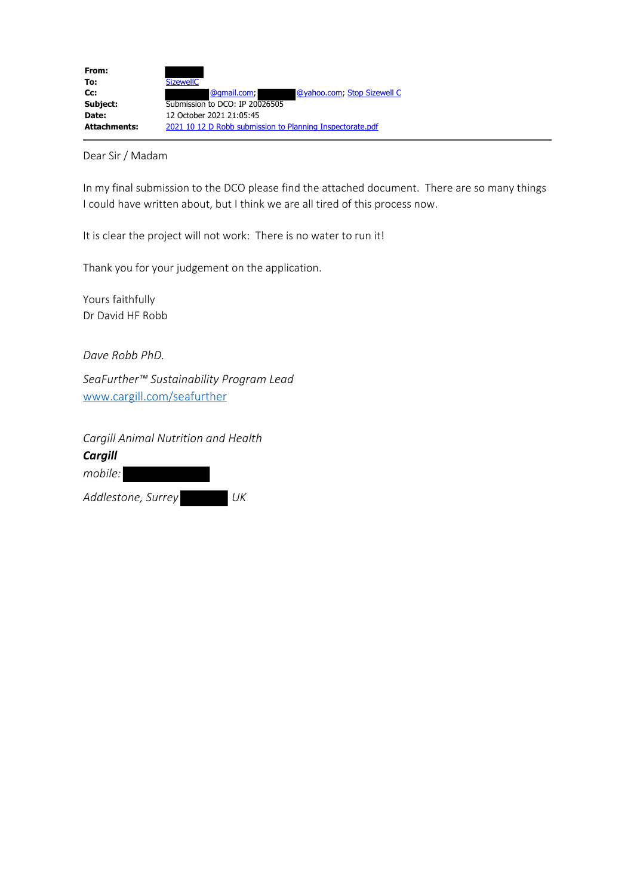| | |
|---|---|
| **From:** | |
| **To:** | SizewellC |
| **Cc:** | @gmail.com; @yahoo.com; Stop Sizewell C |
| **Subject:** | Submission to DCO: IP 20026505 |
| **Date:** | 12 October 2021 21:05:45 |
| **Attachments:** | 2021 10 12 D Robb submission to Planning Inspectorate.pdf |

Dear Sir / Madam

In my final submission to the DCO please find the attached document. There are so many things I could have written about, but I think we are all tired of this process now.

It is clear the project will not work: There is no water to run it!

Thank you for your judgement on the application.

Yours faithfully
Dr David HF Robb

*Dave Robb PhD.*

*SeaFurther™ Sustainability Program Lead*
www.cargill.com/seafurther

*Cargill Animal Nutrition and Health*
***Cargill***
*mobile:*

*Addlestone, Surrey UK*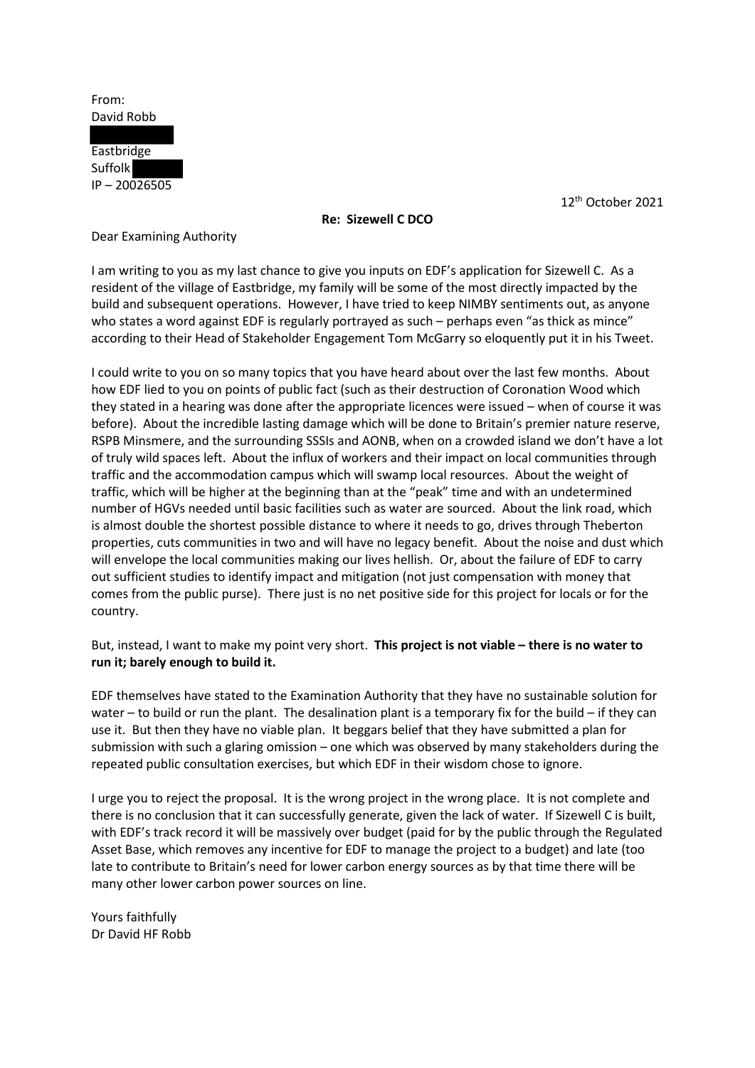From:
David Robb

Eastbridge
Suffolk
IP – 20026505

12th October 2021

**Re: Sizewell C DCO**

Dear Examining Authority

I am writing to you as my last chance to give you inputs on EDF's application for Sizewell C. As a resident of the village of Eastbridge, my family will be some of the most directly impacted by the build and subsequent operations. However, I have tried to keep NIMBY sentiments out, as anyone who states a word against EDF is regularly portrayed as such – perhaps even "as thick as mince" according to their Head of Stakeholder Engagement Tom McGarry so eloquently put it in his Tweet.

I could write to you on so many topics that you have heard about over the last few months. About how EDF lied to you on points of public fact (such as their destruction of Coronation Wood which they stated in a hearing was done after the appropriate licences were issued – when of course it was before). About the incredible lasting damage which will be done to Britain's premier nature reserve, RSPB Minsmere, and the surrounding SSSIs and AONB, when on a crowded island we don't have a lot of truly wild spaces left. About the influx of workers and their impact on local communities through traffic and the accommodation campus which will swamp local resources. About the weight of traffic, which will be higher at the beginning than at the "peak" time and with an undetermined number of HGVs needed until basic facilities such as water are sourced. About the link road, which is almost double the shortest possible distance to where it needs to go, drives through Theberton properties, cuts communities in two and will have no legacy benefit. About the noise and dust which will envelope the local communities making our lives hellish. Or, about the failure of EDF to carry out sufficient studies to identify impact and mitigation (not just compensation with money that comes from the public purse). There just is no net positive side for this project for locals or for the country.

But, instead, I want to make my point very short. **This project is not viable – there is no water to run it; barely enough to build it.**

EDF themselves have stated to the Examination Authority that they have no sustainable solution for water – to build or run the plant. The desalination plant is a temporary fix for the build – if they can use it. But then they have no viable plan. It beggars belief that they have submitted a plan for submission with such a glaring omission – one which was observed by many stakeholders during the repeated public consultation exercises, but which EDF in their wisdom chose to ignore.

I urge you to reject the proposal. It is the wrong project in the wrong place. It is not complete and there is no conclusion that it can successfully generate, given the lack of water. If Sizewell C is built, with EDF's track record it will be massively over budget (paid for by the public through the Regulated Asset Base, which removes any incentive for EDF to manage the project to a budget) and late (too late to contribute to Britain's need for lower carbon energy sources as by that time there will be many other lower carbon power sources on line.

Yours faithfully
Dr David HF Robb